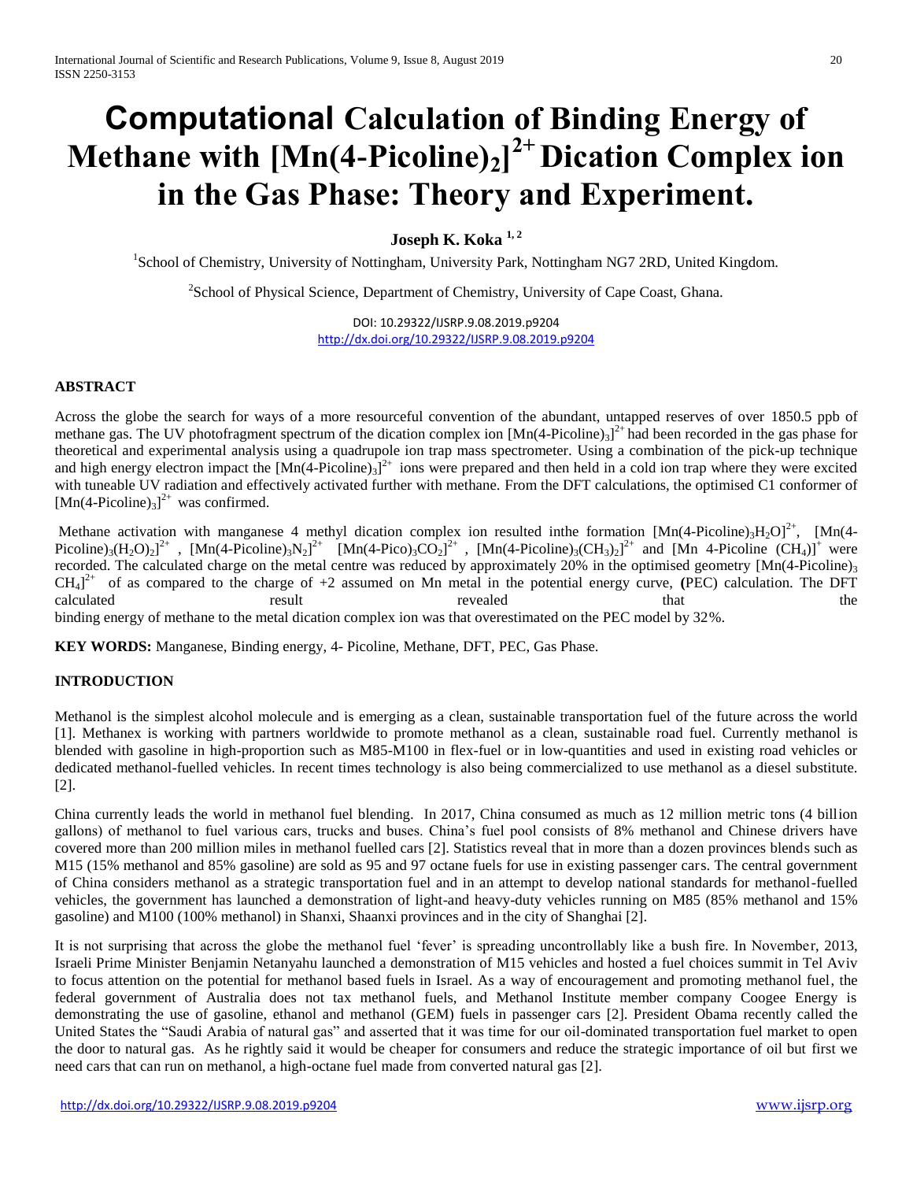# Computational Calculation of Binding Energy of Methane with $[Mn(4\text{-Picoline})_2]^{2+}$ Dication Complex ion in the Gas Phase: Theory and Experiment.

**Joseph K. Koka [1, 2]**

[1]School of Chemistry, University of Nottingham, University Park, Nottingham NG7 2RD, United Kingdom.

[2]School of Physical Science, Department of Chemistry, University of Cape Coast, Ghana.

DOI: 10.29322/IJSRP.9.08.2019.p9204
http://dx.doi.org/10.29322/IJSRP.9.08.2019.p9204

## ABSTRACT

Across the globe the search for ways of a more resourceful convention of the abundant, untapped reserves of over 1850.5 ppb of methane gas. The UV photofragment spectrum of the dication complex ion $[Mn(4\text{-Picoline})_3]^{2+}$ had been recorded in the gas phase for theoretical and experimental analysis using a quadrupole ion trap mass spectrometer. Using a combination of the pick-up technique and high energy electron impact the $[Mn(4\text{-Picoline})_3]^{2+}$ ions were prepared and then held in a cold ion trap where they were excited with tuneable UV radiation and effectively activated further with methane. From the DFT calculations, the optimised C1 conformer of $[Mn(4\text{-Picoline})_3]^{2+}$ was confirmed.

Methane activation with manganese 4 methyl dication complex ion resulted inthe formation $[Mn(4\text{-Picoline})_3H_2O]^{2+}$, $[Mn(4\text{-Picoline})_3(H_2O)_2]^{2+}$ , $[Mn(4\text{-Picoline})_3N_2]^{2+}$ $[Mn(4\text{-Pico})_3CO_2]^{2+}$ , $[Mn(4\text{-Picoline})_3(CH_3)_2]^{2+}$ and $[Mn\ 4\text{-Picoline}\ (CH_4)]^{+}$ were recorded. The calculated charge on the metal centre was reduced by approximately 20% in the optimised geometry $[Mn(4\text{-Picoline})_3\ CH_4]^{2+}$ of as compared to the charge of +2 assumed on Mn metal in the potential energy curve, **(**PEC) calculation. The DFT calculated result revealed that the binding energy of methane to the metal dication complex ion was that overestimated on the PEC model by 32%.

**KEY WORDS:** Manganese, Binding energy, 4- Picoline, Methane, DFT, PEC, Gas Phase.

## INTRODUCTION

Methanol is the simplest alcohol molecule and is emerging as a clean, sustainable transportation fuel of the future across the world [1]. Methanex is working with partners worldwide to promote methanol as a clean, sustainable road fuel. Currently methanol is blended with gasoline in high-proportion such as M85-M100 in flex-fuel or in low-quantities and used in existing road vehicles or dedicated methanol-fuelled vehicles. In recent times technology is also being commercialized to use methanol as a diesel substitute. [2].

China currently leads the world in methanol fuel blending. In 2017, China consumed as much as 12 million metric tons (4 billion gallons) of methanol to fuel various cars, trucks and buses. China's fuel pool consists of 8% methanol and Chinese drivers have covered more than 200 million miles in methanol fuelled cars [2]. Statistics reveal that in more than a dozen provinces blends such as M15 (15% methanol and 85% gasoline) are sold as 95 and 97 octane fuels for use in existing passenger cars. The central government of China considers methanol as a strategic transportation fuel and in an attempt to develop national standards for methanol-fuelled vehicles, the government has launched a demonstration of light-and heavy-duty vehicles running on M85 (85% methanol and 15% gasoline) and M100 (100% methanol) in Shanxi, Shaanxi provinces and in the city of Shanghai [2].

It is not surprising that across the globe the methanol fuel 'fever' is spreading uncontrollably like a bush fire. In November, 2013, Israeli Prime Minister Benjamin Netanyahu launched a demonstration of M15 vehicles and hosted a fuel choices summit in Tel Aviv to focus attention on the potential for methanol based fuels in Israel. As a way of encouragement and promoting methanol fuel, the federal government of Australia does not tax methanol fuels, and Methanol Institute member company Coogee Energy is demonstrating the use of gasoline, ethanol and methanol (GEM) fuels in passenger cars [2]. President Obama recently called the United States the "Saudi Arabia of natural gas" and asserted that it was time for our oil-dominated transportation fuel market to open the door to natural gas. As he rightly said it would be cheaper for consumers and reduce the strategic importance of oil but first we need cars that can run on methanol, a high-octane fuel made from converted natural gas [2].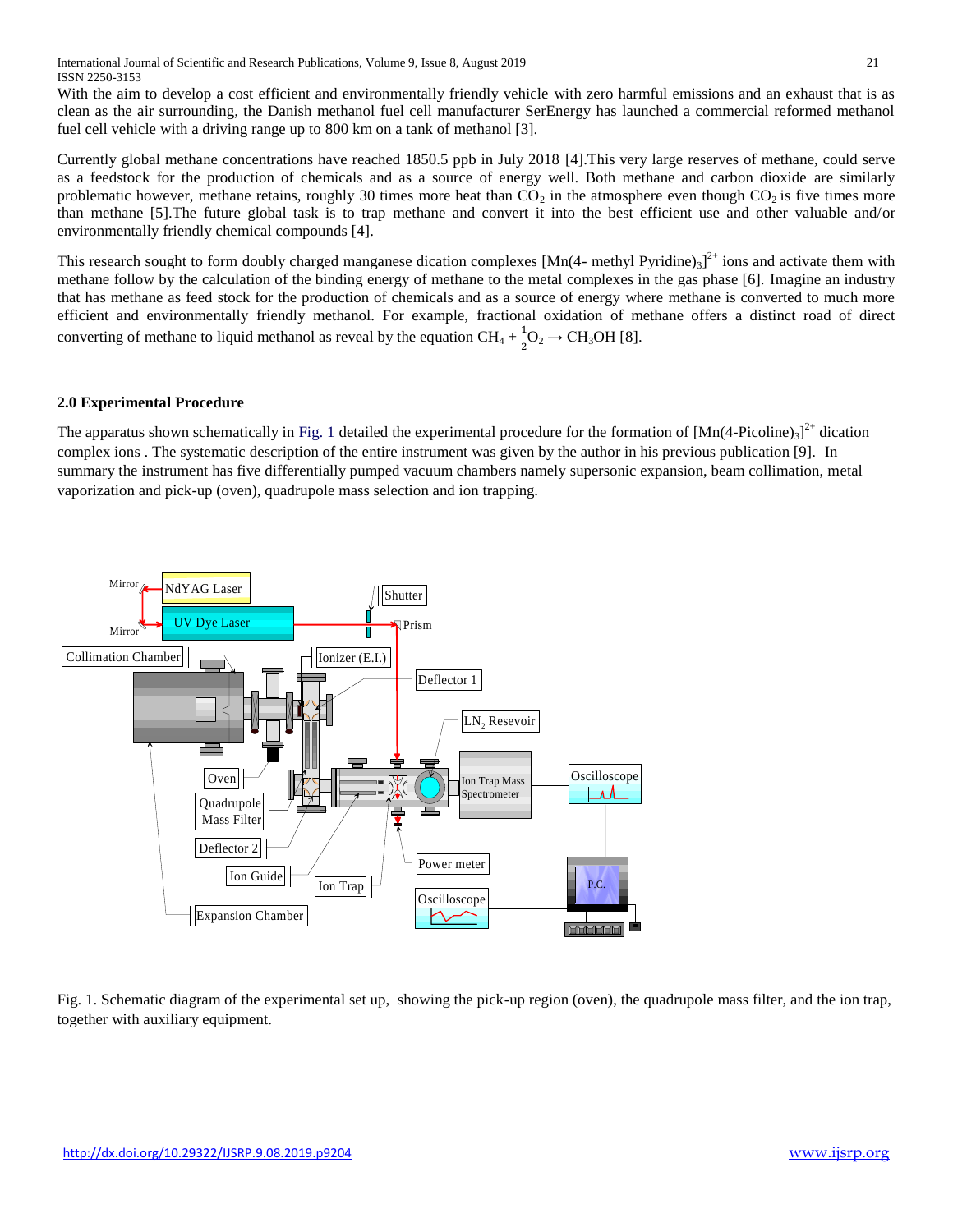With the aim to develop a cost efficient and environmentally friendly vehicle with zero harmful emissions and an exhaust that is as clean as the air surrounding, the Danish methanol fuel cell manufacturer SerEnergy has launched a commercial reformed methanol fuel cell vehicle with a driving range up to 800 km on a tank of methanol [3].

Currently global methane concentrations have reached 1850.5 ppb in July 2018 [4].This very large reserves of methane, could serve as a feedstock for the production of chemicals and as a source of energy well. Both methane and carbon dioxide are similarly problematic however, methane retains, roughly 30 times more heat than $CO_2$ in the atmosphere even though $CO_2$ is five times more than methane [5].The future global task is to trap methane and convert it into the best efficient use and other valuable and/or environmentally friendly chemical compounds [4].

This research sought to form doubly charged manganese dication complexes $[Mn(4\text{- methyl Pyridine})_3]^{2+}$ ions and activate them with methane follow by the calculation of the binding energy of methane to the metal complexes in the gas phase [6]. Imagine an industry that has methane as feed stock for the production of chemicals and as a source of energy where methane is converted to much more efficient and environmentally friendly methanol. For example, fractional oxidation of methane offers a distinct road of direct converting of methane to liquid methanol as reveal by the equation $CH_4 + \frac{1}{2}O_2 \rightarrow CH_3OH$ [8].

## 2.0 Experimental Procedure

The apparatus shown schematically in Fig. 1 detailed the experimental procedure for the formation of $[Mn(4\text{-Picoline})_3]^{2+}$ dication complex ions . The systematic description of the entire instrument was given by the author in his previous publication [9]. In summary the instrument has five differentially pumped vacuum chambers namely supersonic expansion, beam collimation, metal vaporization and pick-up (oven), quadrupole mass selection and ion trapping.

Fig. 1. Schematic diagram of the experimental set up, showing the pick-up region (oven), the quadrupole mass filter, and the ion trap, together with auxiliary equipment.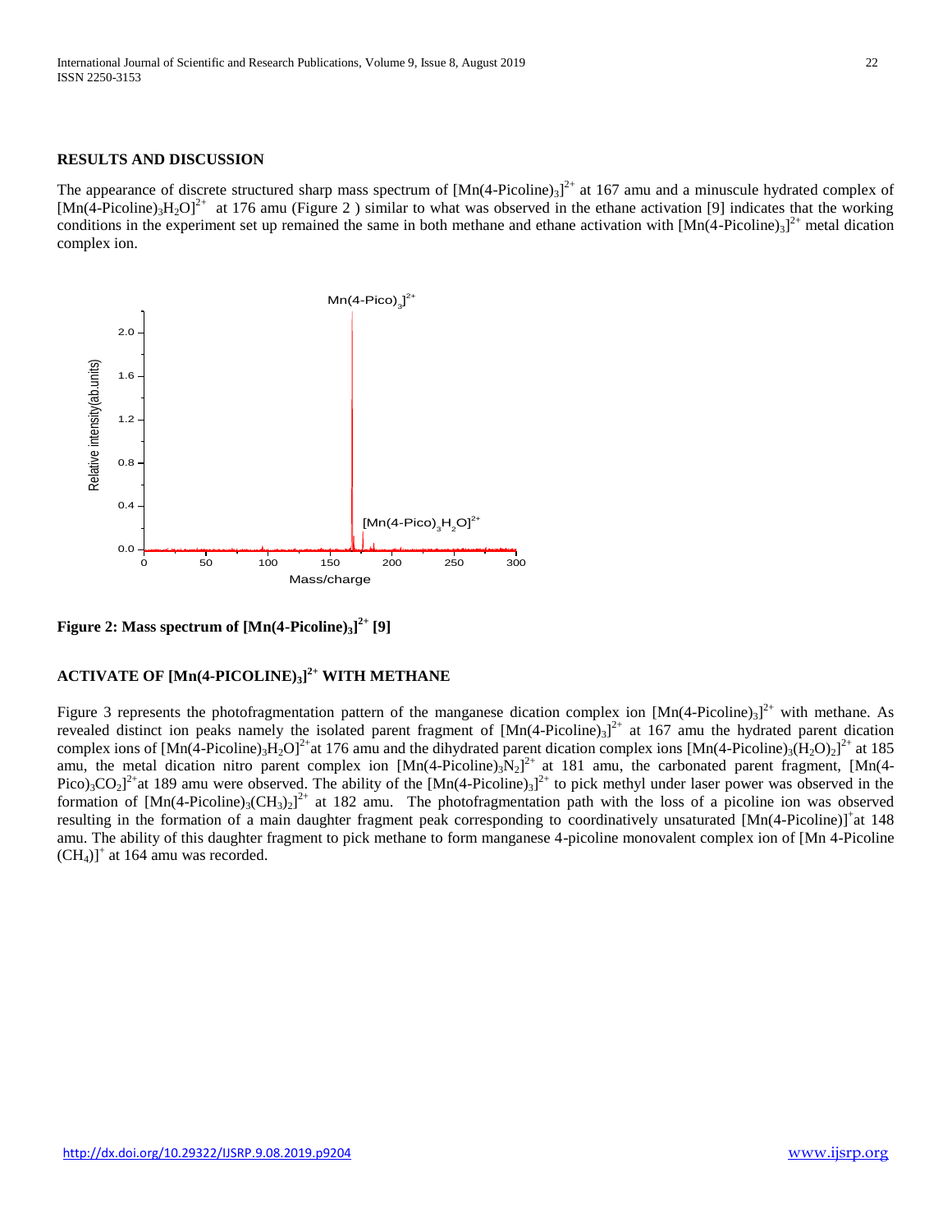## RESULTS AND DISCUSSION

The appearance of discrete structured sharp mass spectrum of $[Mn(4\text{-Picoline})_3]^{2+}$ at 167 amu and a minuscule hydrated complex of $[Mn(4\text{-Picoline})_3H_2O]^{2+}$ at 176 amu (Figure 2 ) similar to what was observed in the ethane activation [9] indicates that the working conditions in the experiment set up remained the same in both methane and ethane activation with $[Mn(4\text{-Picoline})_3]^{2+}$ metal dication complex ion.

**Figure 2: Mass spectrum of $[Mn(4\text{-Picoline})_3]^{2+}$ [9]**

## ACTIVATE OF $[Mn(4\text{-PICOLINE})_3]^{2+}$ WITH METHANE

Figure 3 represents the photofragmentation pattern of the manganese dication complex ion $[Mn(4\text{-Picoline})_3]^{2+}$ with methane. As revealed distinct ion peaks namely the isolated parent fragment of $[Mn(4\text{-Picoline})_3]^{2+}$ at 167 amu the hydrated parent dication complex ions of $[Mn(4\text{-Picoline})_3H_2O]^{2+}$ at 176 amu and the dihydrated parent dication complex ions $[Mn(4\text{-Picoline})_3(H_2O)_2]^{2+}$ at 185 amu, the metal dication nitro parent complex ion $[Mn(4\text{-Picoline})_3N_2]^{2+}$ at 181 amu, the carbonated parent fragment, $[Mn(4\text{-Pico})_3CO_2]^{2+}$ at 189 amu were observed. The ability of the $[Mn(4\text{-Picoline})_3]^{2+}$ to pick methyl under laser power was observed in the formation of $[Mn(4\text{-Picoline})_3(CH_3)_2]^{2+}$ at 182 amu. The photofragmentation path with the loss of a picoline ion was observed resulting in the formation of a main daughter fragment peak corresponding to coordinatively unsaturated $[Mn(4\text{-Picoline})]^+$ at 148 amu. The ability of this daughter fragment to pick methane to form manganese 4-picoline monovalent complex ion of $[Mn\ 4\text{-Picoline}\ (CH_4)]^+$ at 164 amu was recorded.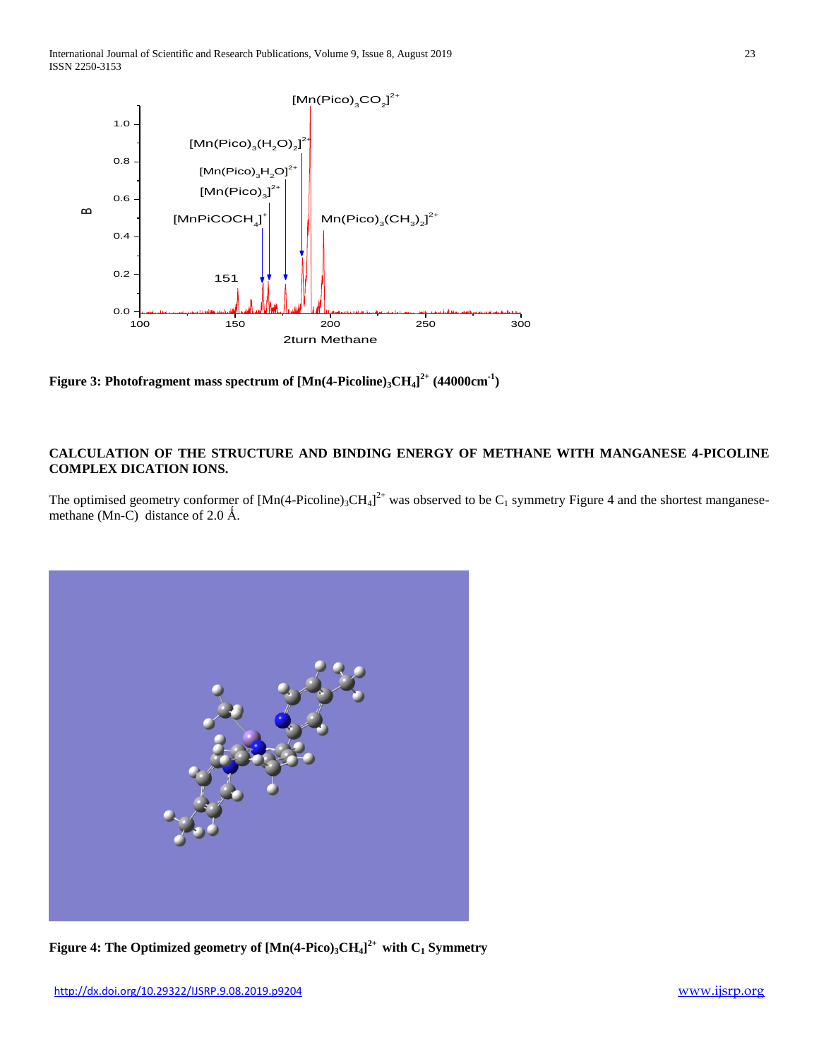**Figure 3: Photofragment mass spectrum of $[Mn(4\text{-Picoline})_3CH_4]^{2+}$ (44000cm$^{-1}$)**

**CALCULATION OF THE STRUCTURE AND BINDING ENERGY OF METHANE WITH MANGANESE 4-PICOLINE COMPLEX DICATION IONS.**

The optimised geometry conformer of $[Mn(4\text{-Picoline})_3CH_4]^{2+}$ was observed to be $C_1$ symmetry Figure 4 and the shortest manganese-methane (Mn-C) distance of 2.0 Å.

**Figure 4: The Optimized geometry of $[Mn(4\text{-Pico})_3CH_4]^{2+}$ with $C_1$ Symmetry**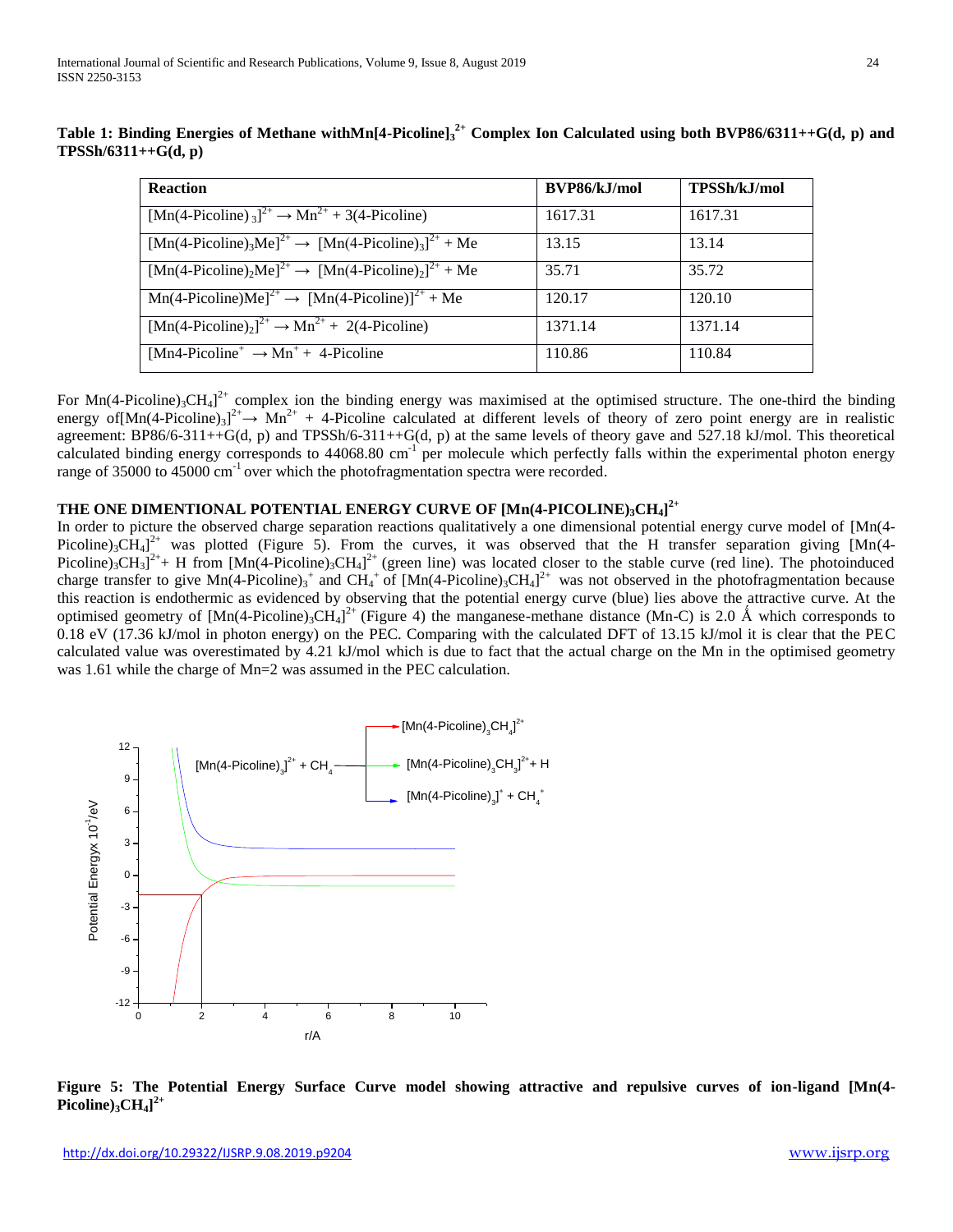**Table 1: Binding Energies of Methane with $Mn[4\text{-Picoline}]_3^{2+}$ Complex Ion Calculated using both BVP86/6311++G(d, p) and TPSSh/6311++G(d, p)**

| Reaction | BVP86/kJ/mol | TPSSh/kJ/mol |
|---|---|---|
| $[Mn(4\text{-Picoline})_3]^{2+} \rightarrow Mn^{2+} + 3(4\text{-Picoline})$ | 1617.31 | 1617.31 |
| $[Mn(4\text{-Picoline})_3Me]^{2+} \rightarrow [Mn(4\text{-Picoline})_3]^{2+} + Me$ | 13.15 | 13.14 |
| $[Mn(4\text{-Picoline})_2Me]^{2+} \rightarrow [Mn(4\text{-Picoline})_2]^{2+} + Me$ | 35.71 | 35.72 |
| $Mn(4\text{-Picoline})Me]^{2+} \rightarrow [Mn(4\text{-Picoline})]^{2+} + Me$ | 120.17 | 120.10 |
| $[Mn(4\text{-Picoline})_2]^{2+} \rightarrow Mn^{2+} + 2(4\text{-Picoline})$ | 1371.14 | 1371.14 |
| $[Mn4\text{-Picoline}^{+} \rightarrow Mn^{+} + 4\text{-Picoline}$ | 110.86 | 110.84 |

For $Mn(4\text{-Picoline})_3CH_4]^{2+}$ complex ion the binding energy was maximised at the optimised structure. The one-third the binding energy of$[Mn(4\text{-Picoline})_3]^{2+} \rightarrow Mn^{2+}$ + 4-Picoline calculated at different levels of theory of zero point energy are in realistic agreement: BP86/6-311++G(d, p) and TPSSh/6-311++G(d, p) at the same levels of theory gave and 527.18 kJ/mol. This theoretical calculated binding energy corresponds to 44068.80 $cm^{-1}$ per molecule which perfectly falls within the experimental photon energy range of 35000 to 45000 $cm^{-1}$ over which the photofragmentation spectra were recorded.

## THE ONE DIMENTIONAL POTENTIAL ENERGY CURVE OF $[Mn(4\text{-PICOLINE})_3CH_4]^{2+}$

In order to picture the observed charge separation reactions qualitatively a one dimensional potential energy curve model of $[Mn(4\text{-Picoline})_3CH_4]^{2+}$ was plotted (Figure 5). From the curves, it was observed that the H transfer separation giving $[Mn(4\text{-Picoline})_3CH_3]^{2+}$+ H from $[Mn(4\text{-Picoline})_3CH_4]^{2+}$ (green line) was located closer to the stable curve (red line). The photoinduced charge transfer to give $Mn(4\text{-Picoline})_3^{+}$ and $CH_4^{+}$ of $[Mn(4\text{-Picoline})_3CH_4]^{2+}$ was not observed in the photofragmentation because this reaction is endothermic as evidenced by observing that the potential energy curve (blue) lies above the attractive curve. At the optimised geometry of $[Mn(4\text{-Picoline})_3CH_4]^{2+}$ (Figure 4) the manganese-methane distance (Mn-C) is 2.0 Ǻ which corresponds to 0.18 eV (17.36 kJ/mol in photon energy) on the PEC. Comparing with the calculated DFT of 13.15 kJ/mol it is clear that the PEC calculated value was overestimated by 4.21 kJ/mol which is due to fact that the actual charge on the Mn in the optimised geometry was 1.61 while the charge of Mn=2 was assumed in the PEC calculation.

**Figure 5: The Potential Energy Surface Curve model showing attractive and repulsive curves of ion-ligand $[Mn(4\text{-Picoline})_3CH_4]^{2+}$**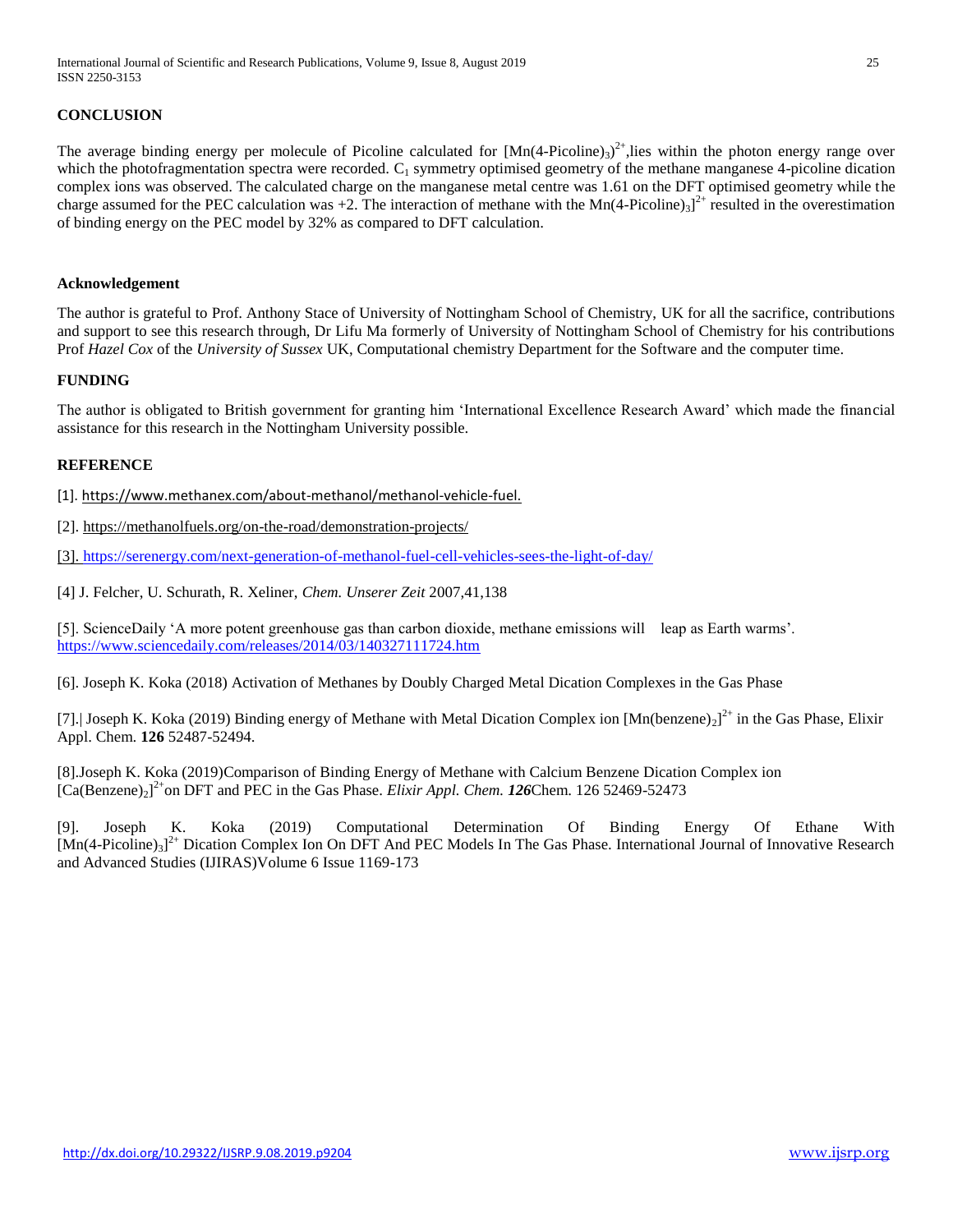## CONCLUSION

The average binding energy per molecule of Picoline calculated for $[Mn(4\text{-Picoline})_3)^{2+}$,lies within the photon energy range over which the photofragmentation spectra were recorded. $C_1$ symmetry optimised geometry of the methane manganese 4-picoline dication complex ions was observed. The calculated charge on the manganese metal centre was 1.61 on the DFT optimised geometry while the charge assumed for the PEC calculation was +2. The interaction of methane with the $Mn(4\text{-Picoline})_3]^{2+}$ resulted in the overestimation of binding energy on the PEC model by 32% as compared to DFT calculation.

### Acknowledgement

The author is grateful to Prof. Anthony Stace of University of Nottingham School of Chemistry, UK for all the sacrifice, contributions and support to see this research through, Dr Lifu Ma formerly of University of Nottingham School of Chemistry for his contributions Prof *Hazel Cox* of the *University of Sussex* UK, Computational chemistry Department for the Software and the computer time.

### FUNDING

The author is obligated to British government for granting him 'International Excellence Research Award' which made the financial assistance for this research in the Nottingham University possible.

### REFERENCE

[1]. https://www.methanex.com/about-methanol/methanol-vehicle-fuel.

[2]. https://methanolfuels.org/on-the-road/demonstration-projects/

[3]. https://serenergy.com/next-generation-of-methanol-fuel-cell-vehicles-sees-the-light-of-day/

[4] J. Felcher, U. Schurath, R. Xeliner, *Chem. Unserer Zeit* 2007,41,138

[5]. ScienceDaily 'A more potent greenhouse gas than carbon dioxide, methane emissions will leap as Earth warms'. https://www.sciencedaily.com/releases/2014/03/140327111724.htm

[6]. Joseph K. Koka (2018) Activation of Methanes by Doubly Charged Metal Dication Complexes in the Gas Phase

[7].| Joseph K. Koka (2019) Binding energy of Methane with Metal Dication Complex ion $[Mn(benzene)_2]^{2+}$ in the Gas Phase, Elixir Appl. Chem. **126** 52487-52494.

[8].Joseph K. Koka (2019)Comparison of Binding Energy of Methane with Calcium Benzene Dication Complex ion $[Ca(Benzene)_2]^{2+}$on DFT and PEC in the Gas Phase. *Elixir Appl. Chem.* ***126***Chem. 126 52469-52473

[9]. Joseph K. Koka (2019) Computational Determination Of Binding Energy Of Ethane With $[Mn(4\text{-Picoline})_3]^{2+}$ Dication Complex Ion On DFT And PEC Models In The Gas Phase. International Journal of Innovative Research and Advanced Studies (IJIRAS)Volume 6 Issue 1169-173